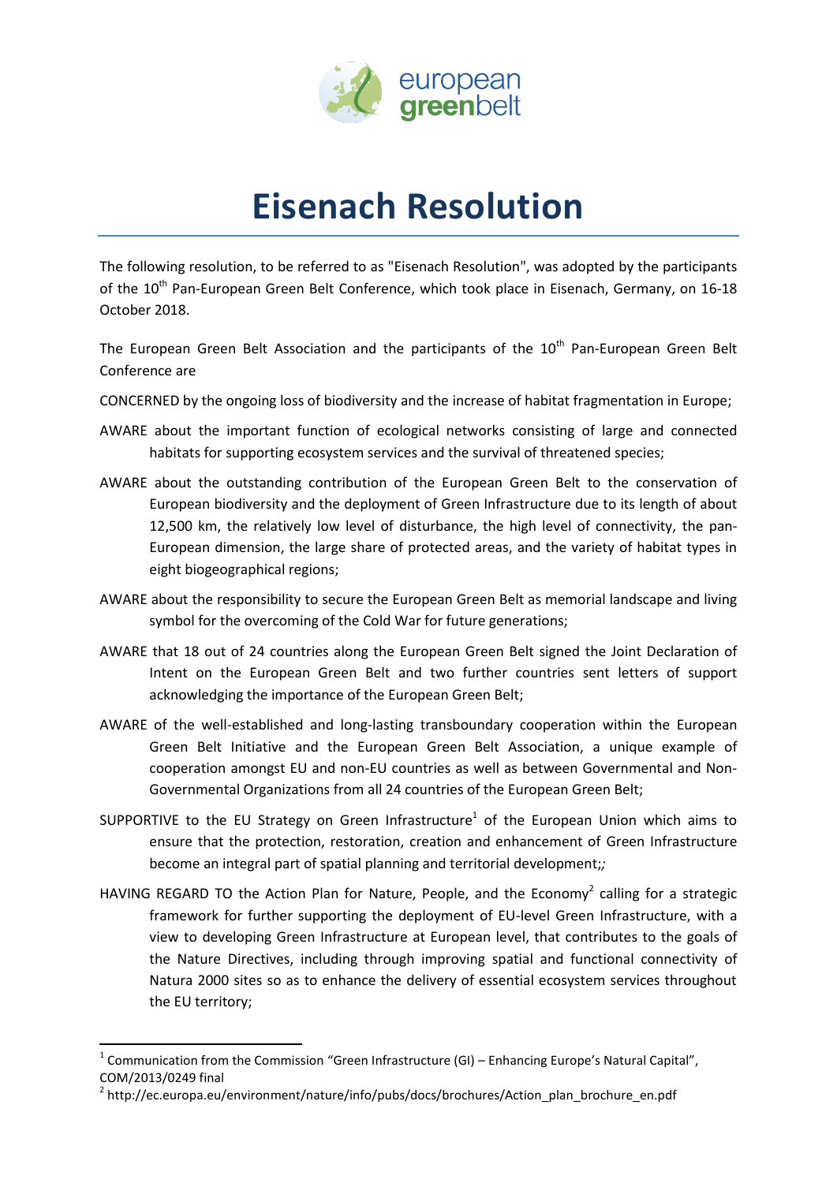# Eisenach Resolution

The following resolution, to be referred to as "Eisenach Resolution", was adopted by the participants of the 10th Pan-European Green Belt Conference, which took place in Eisenach, Germany, on 16-18 October 2018.

The European Green Belt Association and the participants of the 10th Pan-European Green Belt Conference are

CONCERNED by the ongoing loss of biodiversity and the increase of habitat fragmentation in Europe;

AWARE about the important function of ecological networks consisting of large and connected habitats for supporting ecosystem services and the survival of threatened species;

AWARE about the outstanding contribution of the European Green Belt to the conservation of European biodiversity and the deployment of Green Infrastructure due to its length of about 12,500 km, the relatively low level of disturbance, the high level of connectivity, the pan-European dimension, the large share of protected areas, and the variety of habitat types in eight biogeographical regions;

AWARE about the responsibility to secure the European Green Belt as memorial landscape and living symbol for the overcoming of the Cold War for future generations;

AWARE that 18 out of 24 countries along the European Green Belt signed the Joint Declaration of Intent on the European Green Belt and two further countries sent letters of support acknowledging the importance of the European Green Belt;

AWARE of the well-established and long-lasting transboundary cooperation within the European Green Belt Initiative and the European Green Belt Association, a unique example of cooperation amongst EU and non-EU countries as well as between Governmental and Non-Governmental Organizations from all 24 countries of the European Green Belt;

SUPPORTIVE to the EU Strategy on Green Infrastructure[1] of the European Union which aims to ensure that the protection, restoration, creation and enhancement of Green Infrastructure become an integral part of spatial planning and territorial development;*;*

HAVING REGARD TO the Action Plan for Nature, People, and the Economy[2] calling for a strategic framework for further supporting the deployment of EU-level Green Infrastructure, with a view to developing Green Infrastructure at European level, that contributes to the goals of the Nature Directives, including through improving spatial and functional connectivity of Natura 2000 sites so as to enhance the delivery of essential ecosystem services throughout the EU territory;

---

[1] Communication from the Commission "Green Infrastructure (GI) – Enhancing Europe's Natural Capital", COM/2013/0249 final

[2] http://ec.europa.eu/environment/nature/info/pubs/docs/brochures/Action_plan_brochure_en.pdf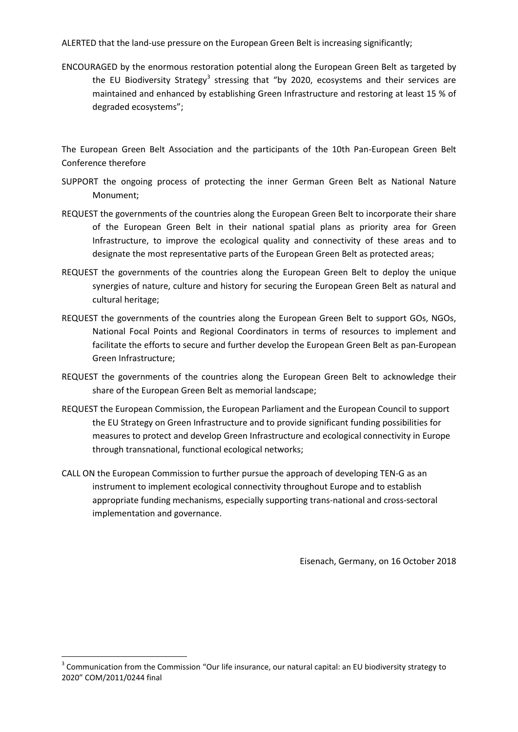ALERTED that the land-use pressure on the European Green Belt is increasing significantly;

ENCOURAGED by the enormous restoration potential along the European Green Belt as targeted by the EU Biodiversity Strategy[3] stressing that "by 2020, ecosystems and their services are maintained and enhanced by establishing Green Infrastructure and restoring at least 15 % of degraded ecosystems";

The European Green Belt Association and the participants of the 10th Pan-European Green Belt Conference therefore

SUPPORT the ongoing process of protecting the inner German Green Belt as National Nature Monument;

REQUEST the governments of the countries along the European Green Belt to incorporate their share of the European Green Belt in their national spatial plans as priority area for Green Infrastructure, to improve the ecological quality and connectivity of these areas and to designate the most representative parts of the European Green Belt as protected areas;

REQUEST the governments of the countries along the European Green Belt to deploy the unique synergies of nature, culture and history for securing the European Green Belt as natural and cultural heritage;

REQUEST the governments of the countries along the European Green Belt to support GOs, NGOs, National Focal Points and Regional Coordinators in terms of resources to implement and facilitate the efforts to secure and further develop the European Green Belt as pan-European Green Infrastructure;

REQUEST the governments of the countries along the European Green Belt to acknowledge their share of the European Green Belt as memorial landscape;

REQUEST the European Commission, the European Parliament and the European Council to support the EU Strategy on Green Infrastructure and to provide significant funding possibilities for measures to protect and develop Green Infrastructure and ecological connectivity in Europe through transnational, functional ecological networks;

CALL ON the European Commission to further pursue the approach of developing TEN-G as an instrument to implement ecological connectivity throughout Europe and to establish appropriate funding mechanisms, especially supporting trans-national and cross-sectoral implementation and governance.

Eisenach, Germany, on 16 October 2018

[3] Communication from the Commission "Our life insurance, our natural capital: an EU biodiversity strategy to 2020" COM/2011/0244 final